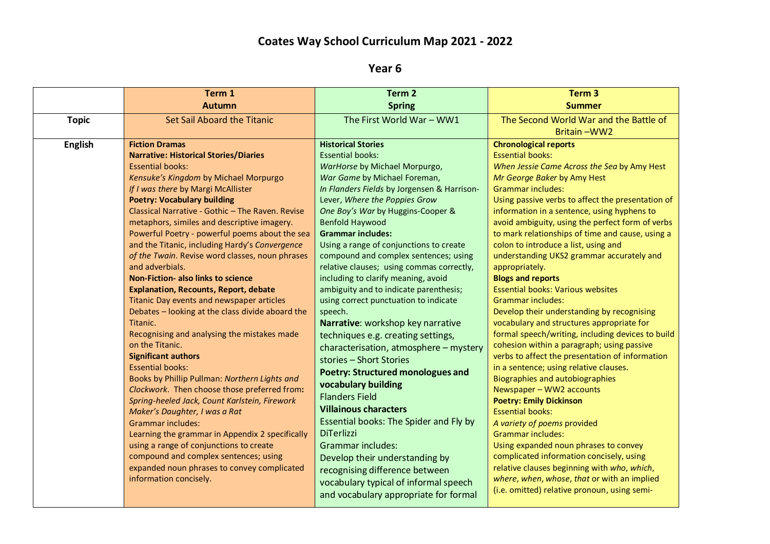# Coates Way School Curriculum Map 2021 - 2022

## Year 6

| | Term 1<br>Autumn | Term 2<br>Spring | Term 3<br>Summer |
|---|---|---|---|
| **Topic** | Set Sail Aboard the Titanic | The First World War – WW1 | The Second World War and the Battle of Britain –WW2 |
| **English** | **Fiction Dramas**<br>**Narrative: Historical Stories/Diaries**<br>Essential books:<br>*Kensuke's Kingdom* by Michael Morpurgo<br>*If I was there* by Margi McAllister<br>**Poetry: Vocabulary building**<br>Classical Narrative - Gothic – The Raven. Revise metaphors, similes and descriptive imagery.<br>Powerful Poetry - powerful poems about the sea and the Titanic, including Hardy's *Convergence of the Twain*. Revise word classes, noun phrases and adverbials.<br>**Non-Fiction- also links to science**<br>**Explanation, Recounts, Report, debate**<br>Titanic Day events and newspaper articles<br>Debates – looking at the class divide aboard the Titanic.<br>Recognising and analysing the mistakes made on the Titanic.<br>**Significant authors**<br>Essential books:<br>Books by Phillip Pullman: *Northern Lights and Clockwork*. Then choose those preferred from**:** *Spring-heeled Jack, Count Karlstein, Firework Maker's Daughter, I was a Rat*<br>Grammar includes:<br>Learning the grammar in Appendix 2 specifically using a range of conjunctions to create compound and complex sentences; using expanded noun phrases to convey complicated information concisely. | **Historical Stories**<br>Essential books:<br>*WarHorse* by Michael Morpurgo,<br>*War Game* by Michael Foreman,<br>*In Flanders Fields* by Jorgensen & Harrison-Lever, *Where the Poppies Grow*<br>*One Boy's War* by Huggins-Cooper & Benfold Haywood<br>**Grammar includes:**<br>Using a range of conjunctions to create compound and complex sentences; using relative clauses; using commas correctly, including to clarify meaning, avoid ambiguity and to indicate parenthesis; using correct punctuation to indicate speech.<br>**Narrative**: workshop key narrative techniques e.g. creating settings, characterisation, atmosphere – mystery stories – Short Stories<br>**Poetry: Structured monologues and vocabulary building**<br>Flanders Field<br>**Villainous characters**<br>Essential books: The Spider and Fly by DiTerlizzi<br>Grammar includes:<br>Develop their understanding by recognising difference between vocabulary typical of informal speech and vocabulary appropriate for formal | **Chronological reports**<br>Essential books:<br>*When Jessie Came Across the Sea* by Amy Hest<br>*Mr George Baker* by Amy Hest<br>Grammar includes:<br>Using passive verbs to affect the presentation of information in a sentence, using hyphens to avoid ambiguity, using the perfect form of verbs to mark relationships of time and cause, using a colon to introduce a list, using and understanding UKS2 grammar accurately and appropriately.<br>**Blogs and reports**<br>Essential books: Various websites<br>Grammar includes:<br>Develop their understanding by recognising vocabulary and structures appropriate for formal speech/writing, including devices to build cohesion within a paragraph; using passive verbs to affect the presentation of information in a sentence; using relative clauses.<br>Biographies and autobiographies<br>Newspaper – WW2 accounts<br>**Poetry: Emily Dickinson**<br>Essential books:<br>*A variety of poems* provided<br>Grammar includes:<br>Using expanded noun phrases to convey complicated information concisely, using relative clauses beginning with *who*, *which*, *where*, *when*, *whose*, *that* or with an implied (i.e. omitted) relative pronoun, using semi- |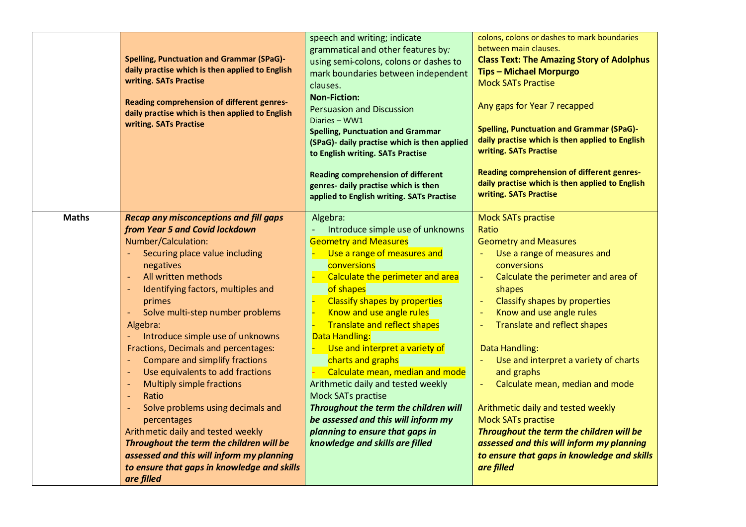| | | | |
|---|---|---|---|
| | **Spelling, Punctuation and Grammar (SPaG)- daily practise which is then applied to English writing. SATs Practise**<br><br>**Reading comprehension of different genres- daily practise which is then applied to English writing. SATs Practise** | speech and writing; indicate grammatical and other features by*:* using semi-colons, colons or dashes to mark boundaries between independent clauses.<br>**Non-Fiction:**<br>Persuasion and Discussion<br>Diaries – WW1<br>**Spelling, Punctuation and Grammar (SPaG)- daily practise which is then applied to English writing. SATs Practise**<br><br>**Reading comprehension of different genres- daily practise which is then applied to English writing. SATs Practise** | colons, colons or dashes to mark boundaries between main clauses.<br>**Class Text: The Amazing Story of Adolphus Tips – Michael Morpurgo**<br>Mock SATs Practise<br><br>Any gaps for Year 7 recapped<br><br>**Spelling, Punctuation and Grammar (SPaG)- daily practise which is then applied to English writing. SATs Practise**<br><br>**Reading comprehension of different genres- daily practise which is then applied to English writing. SATs Practise** |
| **Maths** | ***Recap any misconceptions and fill gaps from Year 5 and Covid lockdown***<br>Number/Calculation:<br>- Securing place value including negatives<br>- All written methods<br>- Identifying factors, multiples and primes<br>- Solve multi-step number problems<br>Algebra:<br>- Introduce simple use of unknowns<br>Fractions, Decimals and percentages:<br>- Compare and simplify fractions<br>- Use equivalents to add fractions<br>- Multiply simple fractions<br>- Ratio<br>- Solve problems using decimals and percentages<br>Arithmetic daily and tested weekly<br>***Throughout the term the children will be assessed and this will inform my planning to ensure that gaps in knowledge and skills are filled*** | Algebra:<br>- Introduce simple use of unknowns<br>Geometry and Measures<br>- Use a range of measures and conversions<br>- Calculate the perimeter and area of shapes<br>- Classify shapes by properties<br>- Know and use angle rules<br>- Translate and reflect shapes<br>Data Handling:<br>- Use and interpret a variety of charts and graphs<br>- Calculate mean, median and mode<br>Arithmetic daily and tested weekly<br>Mock SATs practise<br>***Throughout the term the children will be assessed and this will inform my planning to ensure that gaps in knowledge and skills are filled*** | Mock SATs practise<br>Ratio<br>Geometry and Measures<br>- Use a range of measures and conversions<br>- Calculate the perimeter and area of shapes<br>- Classify shapes by properties<br>- Know and use angle rules<br>- Translate and reflect shapes<br><br>Data Handling:<br>- Use and interpret a variety of charts and graphs<br>- Calculate mean, median and mode<br><br>Arithmetic daily and tested weekly<br>Mock SATs practise<br>***Throughout the term the children will be assessed and this will inform my planning to ensure that gaps in knowledge and skills are filled*** |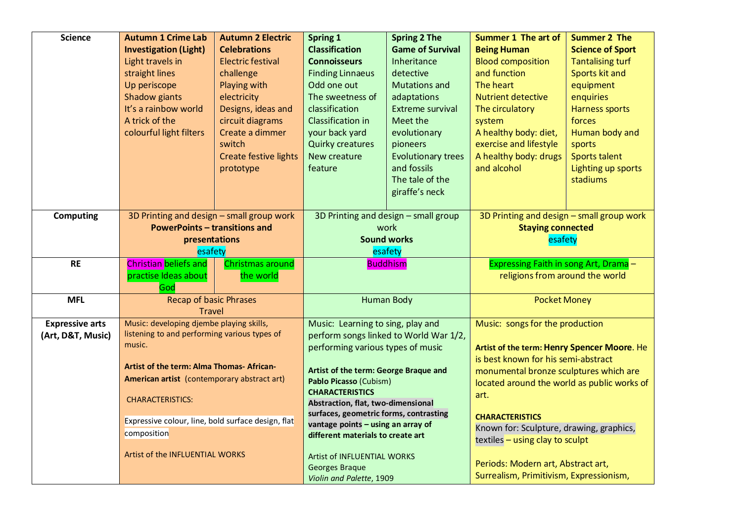| Science | Autumn 1 Crime Lab Investigation (Light) | Autumn 2 Electric Celebrations | Spring 1 Classification Connoisseurs | Spring 2 The Game of Survival | Summer 1 The art of Being Human | Summer 2 The Science of Sport |
|---|---|---|---|---|---|---|
| | Light travels in straight lines<br>Up periscope<br>Shadow giants<br>It's a rainbow world<br>A trick of the colourful light filters | Electric festival challenge<br>Playing with electricity<br>Designs, ideas and circuit diagrams<br>Create a dimmer switch<br>Create festive lights prototype | Finding Linnaeus<br>Odd one out<br>The sweetness of classification<br>Classification in your back yard<br>Quirky creatures<br>New creature feature | Inheritance detective<br>Mutations and adaptations<br>Extreme survival<br>Meet the evolutionary pioneers<br>Evolutionary trees and fossils<br>The tale of the giraffe's neck | Blood composition and function<br>The heart<br>Nutrient detective<br>The circulatory system<br>A healthy body: diet, exercise and lifestyle<br>A healthy body: drugs and alcohol | Tantalising turf<br>Sports kit and equipment enquiries<br>Harness sports forces<br>Human body and sports<br>Sports talent<br>Lighting up sports stadiums |
| **Computing** | 3D Printing and design – small group work<br>**PowerPoints – transitions and presentations**<br>esafety | | 3D Printing and design – small group work<br>**Sound works**<br>esafety | | 3D Printing and design – small group work<br>**Staying connected**<br>esafety | |
| **RE** | Christian beliefs and practise Ideas about God | Christmas around the world | Buddhism | | Expressing Faith in song Art, Drama – religions from around the world | |
| **MFL** | Recap of basic Phrases<br>Travel | | Human Body | | Pocket Money | |
| **Expressive arts (Art, D&T, Music)** | Music: developing djembe playing skills, listening to and performing various types of music.<br><br>**Artist of the term: Alma Thomas- African-American artist** (contemporary abstract art)<br><br>CHARACTERISTICS:<br><br>Expressive colour, line, bold surface design, flat composition<br><br>Artist of the INFLUENTIAL WORKS | | Music: Learning to sing, play and perform songs linked to World War 1/2, performing various types of music<br><br>**Artist of the term: George Braque and Pablo Picasso** (Cubism)<br>**CHARACTERISTICS**<br>**Abstraction, flat, two-dimensional surfaces, geometric forms, contrasting vantage points – using an array of different materials to create art**<br><br>Artist of INFLUENTIAL WORKS<br>Georges Braque<br>*Violin and Palette*, 1909 | | Music: songs for the production<br><br>**Artist of the term: Henry Spencer Moore**. He is best known for his semi-abstract monumental bronze sculptures which are located around the world as public works of art.<br><br>**CHARACTERISTICS**<br>Known for: Sculpture, drawing, graphics, textiles – using clay to sculpt<br><br>Periods: Modern art, Abstract art, Surrealism, Primitivism, Expressionism, | |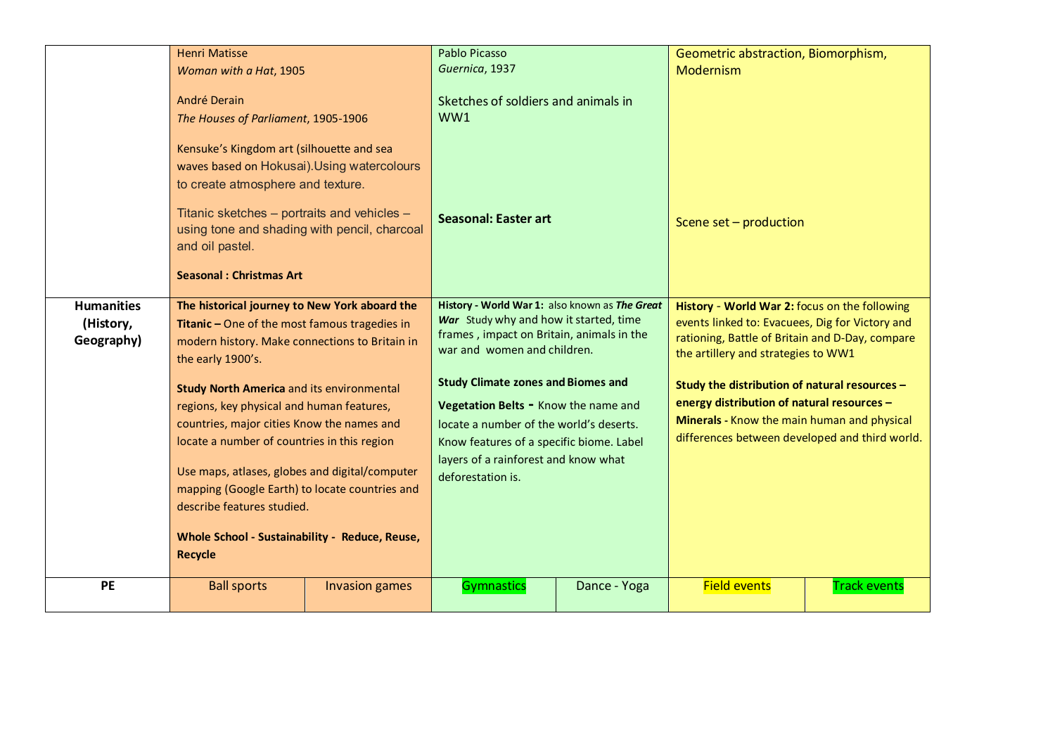| | | | | | | |
|---|---|---|---|---|---|---|
| | Henri Matisse<br>*Woman with a Hat*, 1905<br><br>André Derain<br>*The Houses of Parliament*, 1905-1906<br><br>Kensuke's Kingdom art (silhouette and sea waves based on Hokusai).Using watercolours to create atmosphere and texture.<br><br>Titanic sketches – portraits and vehicles – using tone and shading with pencil, charcoal and oil pastel.<br><br>**Seasonal : Christmas Art** | | Pablo Picasso<br>*Guernica*, 1937<br><br>Sketches of soldiers and animals in WW1<br><br>**Seasonal: Easter art** | | Geometric abstraction, Biomorphism, Modernism<br><br>Scene set – production | |
| **Humanities (History, Geography)** | **The historical journey to New York aboard the Titanic –** One of the most famous tragedies in modern history. Make connections to Britain in the early 1900's.<br><br>**Study North America** and its environmental regions, key physical and human features, countries, major cities Know the names and locate a number of countries in this region<br><br>Use maps, atlases, globes and digital/computer mapping (Google Earth) to locate countries and describe features studied.<br><br>**Whole School - Sustainability - Reduce, Reuse, Recycle** | | **History - World War 1:** also known as ***The Great War*** Study why and how it started, time frames , impact on Britain, animals in the war and women and children.<br><br>**Study Climate zones and Biomes and Vegetation Belts -** Know the name and locate a number of the world's deserts. Know features of a specific biome. Label layers of a rainforest and know what deforestation is. | | **History - World War 2:** focus on the following events linked to: Evacuees, Dig for Victory and rationing, Battle of Britain and D-Day, compare the artillery and strategies to WW1<br><br>**Study the distribution of natural resources – energy distribution of natural resources – Minerals -** Know the main human and physical differences between developed and third world. | |
| **PE** | Ball sports | Invasion games | Gymnastics | Dance - Yoga | Field events | Track events |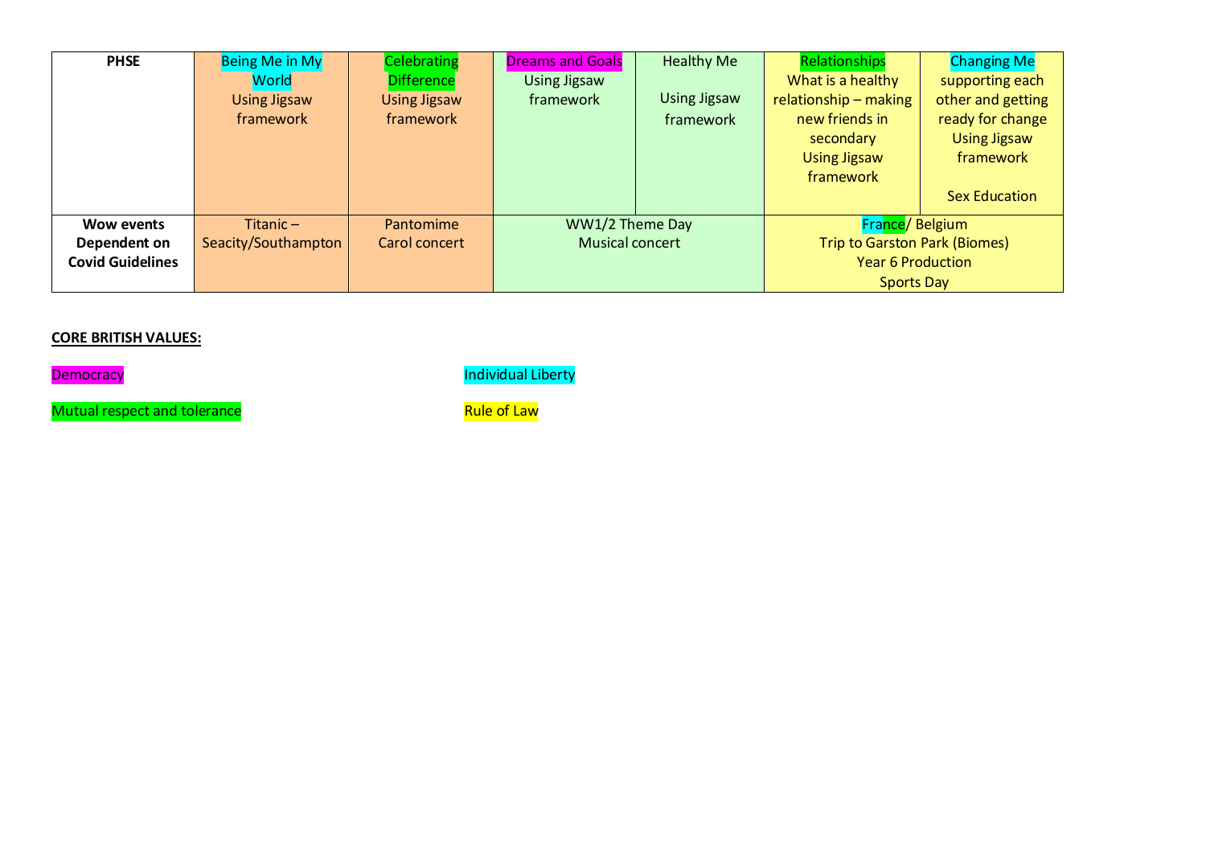| | | | | | | |
|---|---|---|---|---|---|---|
| **PHSE** | Being Me in My World<br>Using Jigsaw framework | Celebrating Difference<br>Using Jigsaw framework | Dreams and Goals<br>Using Jigsaw framework | Healthy Me<br><br>Using Jigsaw framework | Relationships<br>What is a healthy relationship – making new friends in secondary<br>Using Jigsaw framework | Changing Me<br>supporting each other and getting ready for change<br>Using Jigsaw framework<br><br>Sex Education |
| **Wow events Dependent on Covid Guidelines** | Titanic – Seacity/Southampton | Pantomime<br>Carol concert | WW1/2 Theme Day<br>Musical concert | | France/ Belgium<br>Trip to Garston Park (Biomes)<br>Year 6 Production<br>Sports Day | |

**CORE BRITISH VALUES:**

Democracy

Individual Liberty

Mutual respect and tolerance

Rule of Law